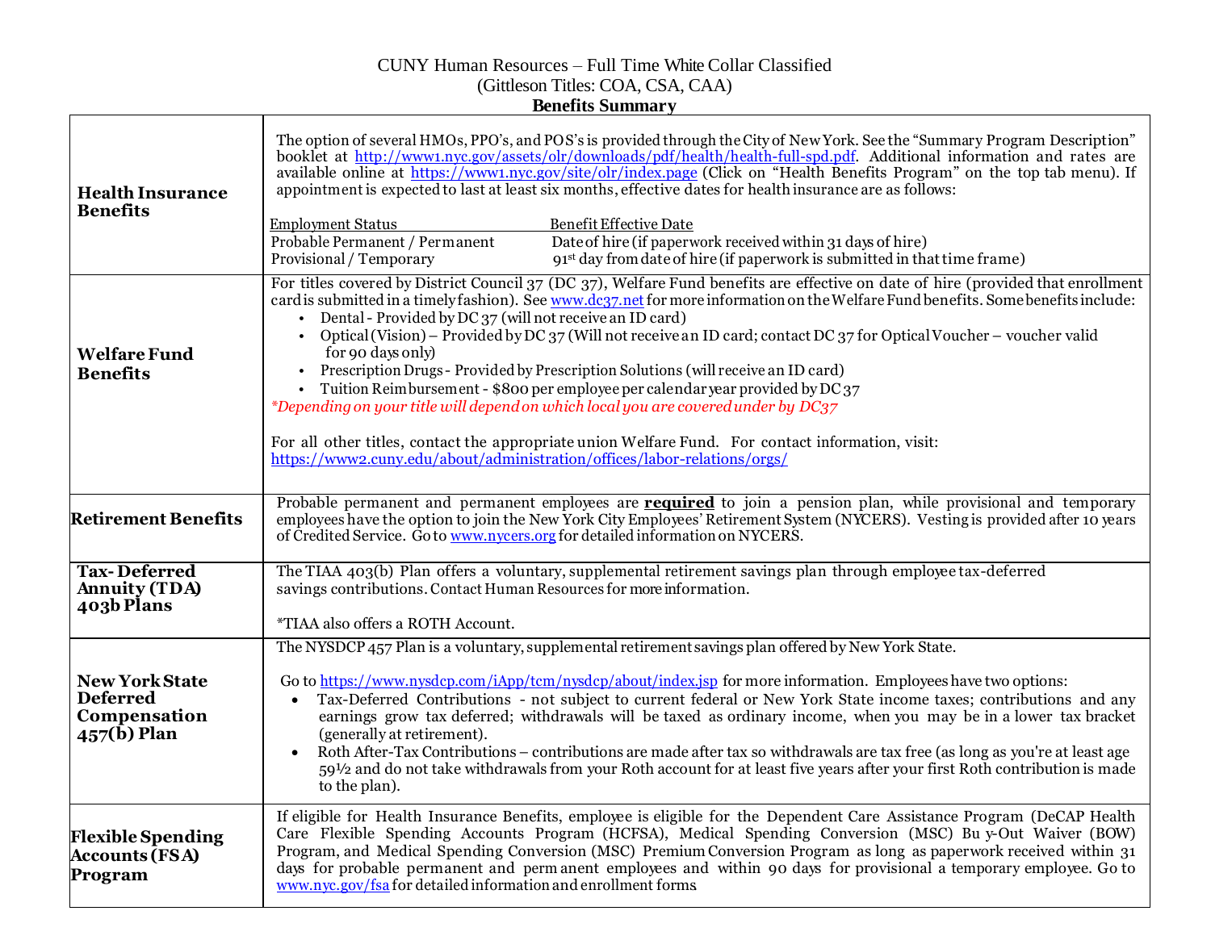CUNY Human Resources – Full Time White Collar Classified
(Gittleson Titles: COA, CSA, CAA)

**Benefits Summary**

| | |
|---|---|
| **Health Insurance Benefits** | The option of several HMOs, PPO's, and POS's is provided through the City of New York. See the "Summary Program Description" booklet at http://www1.nyc.gov/assets/olr/downloads/pdf/health/health-full-spd.pdf. Additional information and rates are available online at https://www1.nyc.gov/site/olr/index.page (Click on "Health Benefits Program" on the top tab menu). If appointment is expected to last at least six months, effective dates for health insurance are as follows:<br><br>Employment Status — Benefit Effective Date<br>Probable Permanent / Permanent — Date of hire (if paperwork received within 31 days of hire)<br>Provisional / Temporary — 91st day from date of hire (if paperwork is submitted in that time frame) |
| **Welfare Fund Benefits** | For titles covered by District Council 37 (DC 37), Welfare Fund benefits are effective on date of hire (provided that enrollment card is submitted in a timely fashion). See www.dc37.net for more information on the Welfare Fund benefits. Some benefits include:<br>• Dental - Provided by DC 37 (will not receive an ID card)<br>• Optical (Vision) – Provided by DC 37 (Will not receive an ID card; contact DC 37 for Optical Voucher – voucher valid for 90 days only)<br>• Prescription Drugs - Provided by Prescription Solutions (will receive an ID card)<br>• Tuition Reimbursement - $800 per employee per calendar year provided by DC 37<br>*\*Depending on your title will depend on which local you are covered under by DC37*<br><br>For all other titles, contact the appropriate union Welfare Fund. For contact information, visit: https://www2.cuny.edu/about/administration/offices/labor-relations/orgs/ |
| **Retirement Benefits** | Probable permanent and permanent employees are **required** to join a pension plan, while provisional and temporary employees have the option to join the New York City Employees' Retirement System (NYCERS). Vesting is provided after 10 years of Credited Service. Go to www.nycers.org for detailed information on NYCERS. |
| **Tax-Deferred Annuity (TDA) 403b Plans** | The TIAA 403(b) Plan offers a voluntary, supplemental retirement savings plan through employee tax-deferred savings contributions. Contact Human Resources for more information.<br><br>\*TIAA also offers a ROTH Account. |
| **New York State Deferred Compensation 457(b) Plan** | The NYSDCP 457 Plan is a voluntary, supplemental retirement savings plan offered by New York State.<br><br>Go to https://www.nysdcp.com/iApp/tcm/nysdcp/about/index.jsp for more information. Employees have two options:<br>• Tax-Deferred Contributions - not subject to current federal or New York State income taxes; contributions and any earnings grow tax deferred; withdrawals will be taxed as ordinary income, when you may be in a lower tax bracket (generally at retirement).<br>• Roth After-Tax Contributions – contributions are made after tax so withdrawals are tax free (as long as you're at least age 59½ and do not take withdrawals from your Roth account for at least five years after your first Roth contribution is made to the plan). |
| **Flexible Spending Accounts (FSA) Program** | If eligible for Health Insurance Benefits, employee is eligible for the Dependent Care Assistance Program (DeCAP Health Care Flexible Spending Accounts Program (HCFSA), Medical Spending Conversion (MSC) Buy-Out Waiver (BOW) Program, and Medical Spending Conversion (MSC) Premium Conversion Program as long as paperwork received within 31 days for probable permanent and permanent employees and within 90 days for provisional a temporary employee. Go to www.nyc.gov/fsa for detailed information and enrollment forms |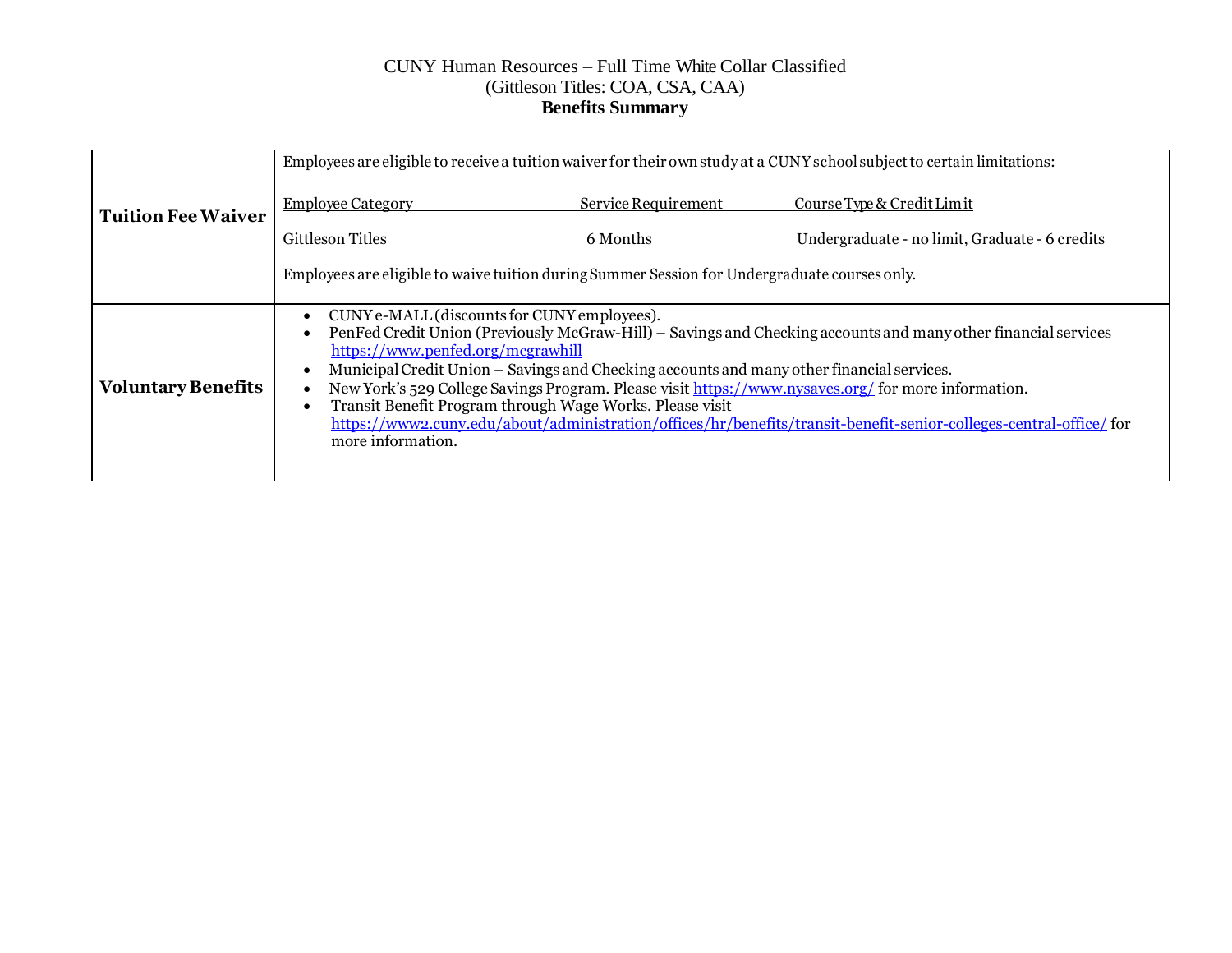CUNY Human Resources – Full Time White Collar Classified
(Gittleson Titles: COA, CSA, CAA)
**Benefits Summary**

| | |
|---|---|
| **Tuition Fee Waiver** | Employees are eligible to receive a tuition waiver for their own study at a CUNY school subject to certain limitations:<br><br>Employee Category / Service Requirement / Course Type & Credit Limit<br>Gittleson Titles / 6 Months / Undergraduate - no limit, Graduate - 6 credits<br><br>Employees are eligible to waive tuition during Summer Session for Undergraduate courses only. |
| **Voluntary Benefits** | • CUNY e-MALL (discounts for CUNY employees).<br>• PenFed Credit Union (Previously McGraw-Hill) – Savings and Checking accounts and many other financial services https://www.penfed.org/mcgrawhill<br>• Municipal Credit Union – Savings and Checking accounts and many other financial services.<br>• New York's 529 College Savings Program. Please visit https://www.nysaves.org/ for more information.<br>• Transit Benefit Program through Wage Works. Please visit https://www2.cuny.edu/about/administration/offices/hr/benefits/transit-benefit-senior-colleges-central-office/ for more information. |